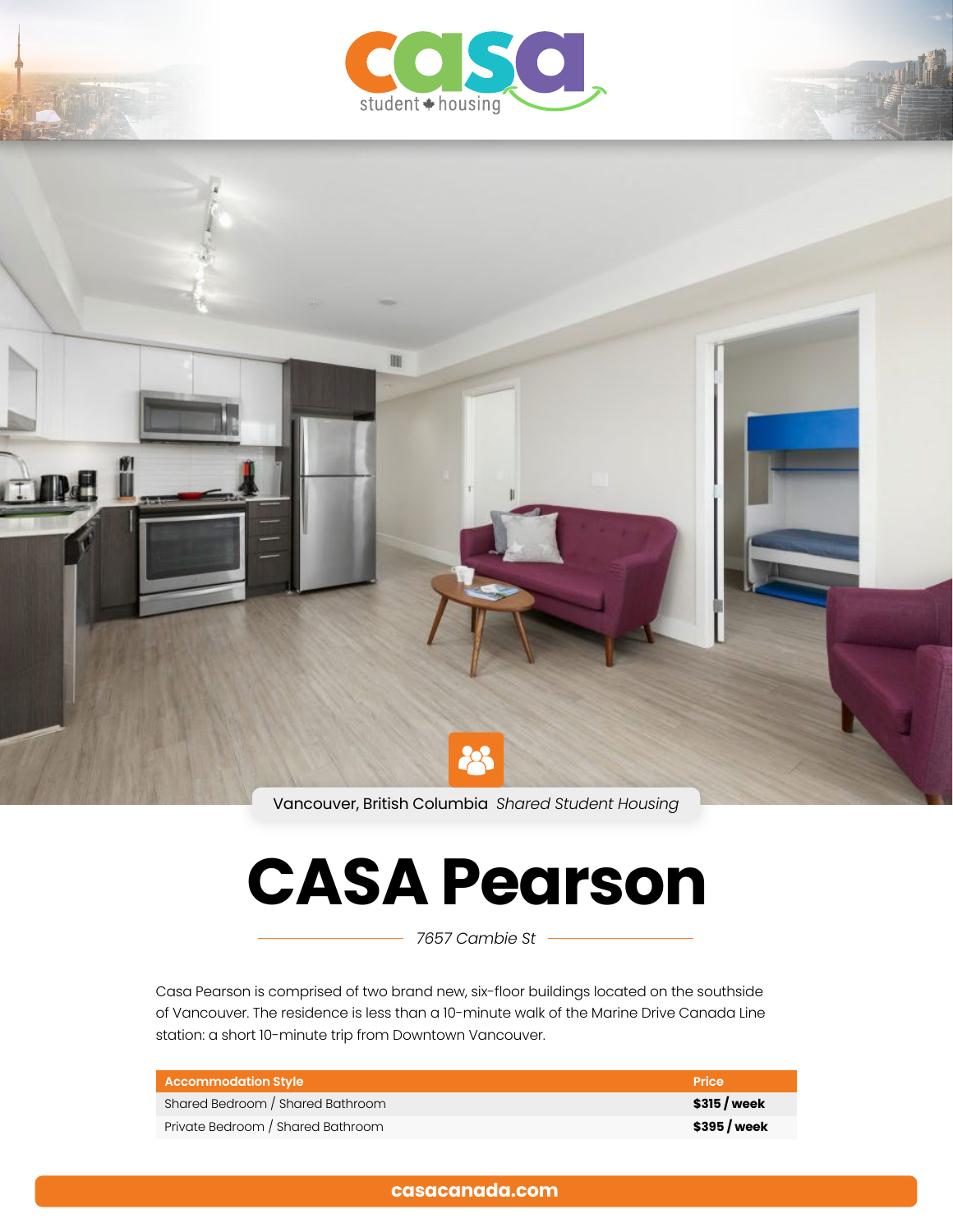casa student housing

Vancouver, British Columbia *Shared Student Housing*

# CASA Pearson

*7657 Cambie St*

Casa Pearson is comprised of two brand new, six-floor buildings located on the southside of Vancouver. The residence is less than a 10-minute walk of the Marine Drive Canada Line station: a short 10-minute trip from Downtown Vancouver.

| Accommodation Style | Price |
|---|---|
| Shared Bedroom / Shared Bathroom | **$315 / week** |
| Private Bedroom / Shared Bathroom | **$395 / week** |

**casacanada.com**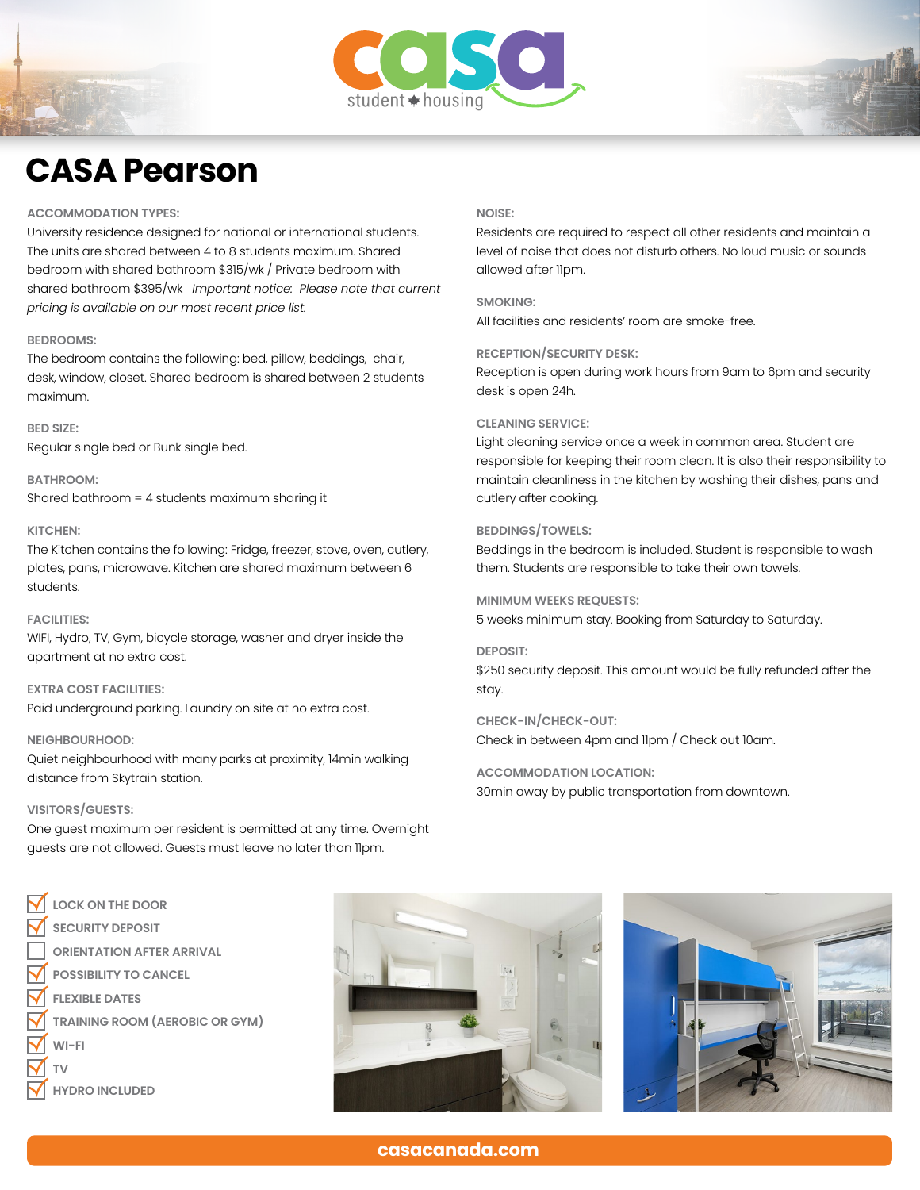# CASA Pearson

**ACCOMMODATION TYPES:**

University residence designed for national or international students. The units are shared between 4 to 8 students maximum. Shared bedroom with shared bathroom $315/wk / Private bedroom with shared bathroom $395/wk *Important notice: Please note that current pricing is available on our most recent price list.*

**BEDROOMS:**

The bedroom contains the following: bed, pillow, beddings, chair, desk, window, closet. Shared bedroom is shared between 2 students maximum.

**BED SIZE:**

Regular single bed or Bunk single bed.

**BATHROOM:**

Shared bathroom = 4 students maximum sharing it

**KITCHEN:**

The Kitchen contains the following: Fridge, freezer, stove, oven, cutlery, plates, pans, microwave. Kitchen are shared maximum between 6 students.

**FACILITIES:**

WIFI, Hydro, TV, Gym, bicycle storage, washer and dryer inside the apartment at no extra cost.

**EXTRA COST FACILITIES:**

Paid underground parking. Laundry on site at no extra cost.

**NEIGHBOURHOOD:**

Quiet neighbourhood with many parks at proximity, 14min walking distance from Skytrain station.

**VISITORS/GUESTS:**

One guest maximum per resident is permitted at any time. Overnight guests are not allowed. Guests must leave no later than 11pm.

**NOISE:**

Residents are required to respect all other residents and maintain a level of noise that does not disturb others. No loud music or sounds allowed after 11pm.

**SMOKING:**

All facilities and residents' room are smoke-free.

**RECEPTION/SECURITY DESK:**

Reception is open during work hours from 9am to 6pm and security desk is open 24h.

**CLEANING SERVICE:**

Light cleaning service once a week in common area. Student are responsible for keeping their room clean. It is also their responsibility to maintain cleanliness in the kitchen by washing their dishes, pans and cutlery after cooking.

**BEDDINGS/TOWELS:**

Beddings in the bedroom is included. Student is responsible to wash them. Students are responsible to take their own towels.

**MINIMUM WEEKS REQUESTS:**

5 weeks minimum stay. Booking from Saturday to Saturday.

**DEPOSIT:**

$250 security deposit. This amount would be fully refunded after the stay.

**CHECK-IN/CHECK-OUT:**

Check in between 4pm and 11pm / Check out 10am.

**ACCOMMODATION LOCATION:**

30min away by public transportation from downtown.

- [x] LOCK ON THE DOOR
- [x] SECURITY DEPOSIT
- [ ] ORIENTATION AFTER ARRIVAL
- [x] POSSIBILITY TO CANCEL
- [x] FLEXIBLE DATES
- [x] TRAINING ROOM (AEROBIC OR GYM)
- [x] WI-FI
- [x] TV
- [x] HYDRO INCLUDED

casacanada.com